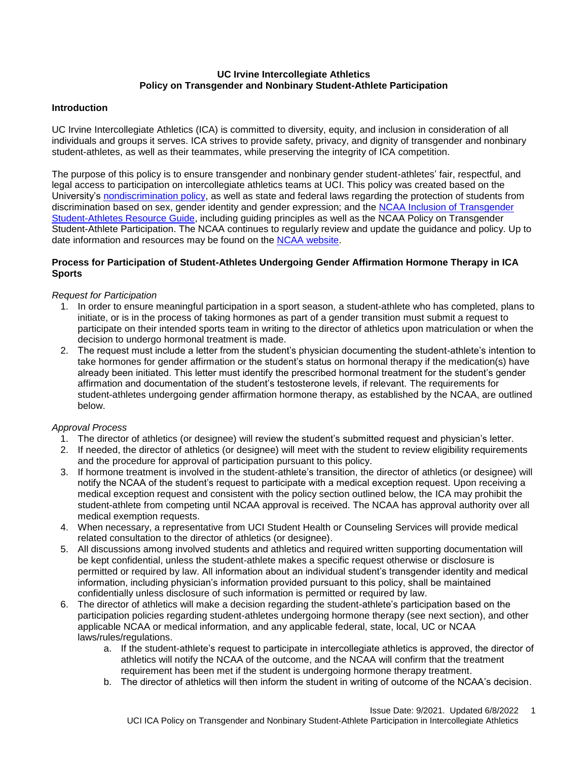**UC Irvine Intercollegiate Athletics**
**Policy on Transgender and Nonbinary Student-Athlete Participation**

## Introduction

UC Irvine Intercollegiate Athletics (ICA) is committed to diversity, equity, and inclusion in consideration of all individuals and groups it serves. ICA strives to provide safety, privacy, and dignity of transgender and nonbinary student-athletes, as well as their teammates, while preserving the integrity of ICA competition.

The purpose of this policy is to ensure transgender and nonbinary gender student-athletes' fair, respectful, and legal access to participation on intercollegiate athletics teams at UCI. This policy was created based on the University's nondiscrimination policy, as well as state and federal laws regarding the protection of students from discrimination based on sex, gender identity and gender expression; and the NCAA Inclusion of Transgender Student-Athletes Resource Guide, including guiding principles as well as the NCAA Policy on Transgender Student-Athlete Participation. The NCAA continues to regularly review and update the guidance and policy. Up to date information and resources may be found on the NCAA website.

## Process for Participation of Student-Athletes Undergoing Gender Affirmation Hormone Therapy in ICA Sports

*Request for Participation*

1. In order to ensure meaningful participation in a sport season, a student-athlete who has completed, plans to initiate, or is in the process of taking hormones as part of a gender transition must submit a request to participate on their intended sports team in writing to the director of athletics upon matriculation or when the decision to undergo hormonal treatment is made.
2. The request must include a letter from the student's physician documenting the student-athlete's intention to take hormones for gender affirmation or the student's status on hormonal therapy if the medication(s) have already been initiated. This letter must identify the prescribed hormonal treatment for the student's gender affirmation and documentation of the student's testosterone levels, if relevant. The requirements for student-athletes undergoing gender affirmation hormone therapy, as established by the NCAA, are outlined below.

*Approval Process*

1. The director of athletics (or designee) will review the student's submitted request and physician's letter.
2. If needed, the director of athletics (or designee) will meet with the student to review eligibility requirements and the procedure for approval of participation pursuant to this policy.
3. If hormone treatment is involved in the student-athlete's transition, the director of athletics (or designee) will notify the NCAA of the student's request to participate with a medical exception request. Upon receiving a medical exception request and consistent with the policy section outlined below, the ICA may prohibit the student-athlete from competing until NCAA approval is received. The NCAA has approval authority over all medical exemption requests.
4. When necessary, a representative from UCI Student Health or Counseling Services will provide medical related consultation to the director of athletics (or designee).
5. All discussions among involved students and athletics and required written supporting documentation will be kept confidential, unless the student-athlete makes a specific request otherwise or disclosure is permitted or required by law. All information about an individual student's transgender identity and medical information, including physician's information provided pursuant to this policy, shall be maintained confidentially unless disclosure of such information is permitted or required by law.
6. The director of athletics will make a decision regarding the student-athlete's participation based on the participation policies regarding student-athletes undergoing hormone therapy (see next section), and other applicable NCAA or medical information, and any applicable federal, state, local, UC or NCAA laws/rules/regulations.
    a. If the student-athlete's request to participate in intercollegiate athletics is approved, the director of athletics will notify the NCAA of the outcome, and the NCAA will confirm that the treatment requirement has been met if the student is undergoing hormone therapy treatment.
    b. The director of athletics will then inform the student in writing of outcome of the NCAA's decision.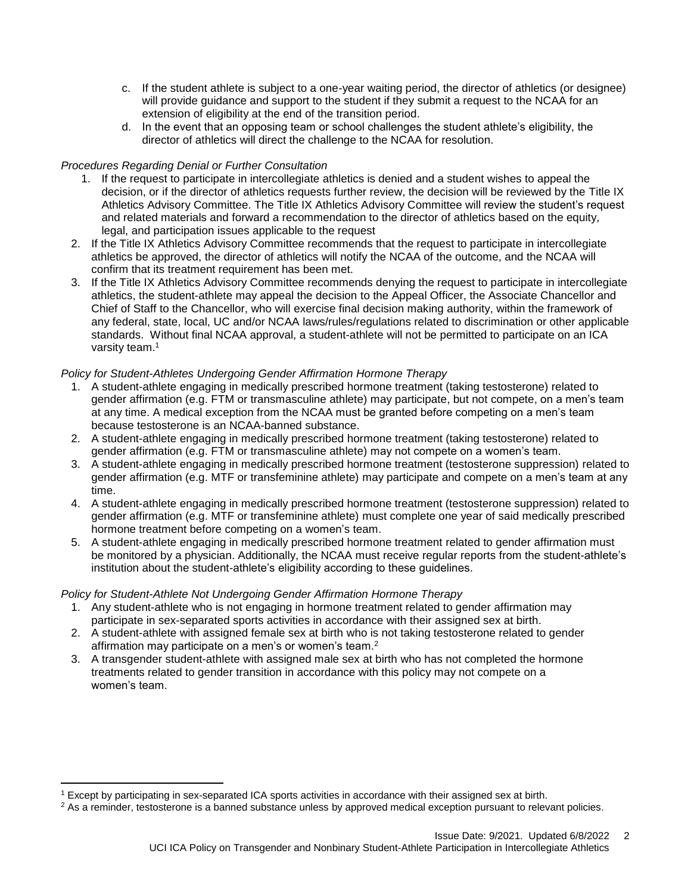c. If the student athlete is subject to a one-year waiting period, the director of athletics (or designee) will provide guidance and support to the student if they submit a request to the NCAA for an extension of eligibility at the end of the transition period.
d. In the event that an opposing team or school challenges the student athlete's eligibility, the director of athletics will direct the challenge to the NCAA for resolution.

*Procedures Regarding Denial or Further Consultation*

1. If the request to participate in intercollegiate athletics is denied and a student wishes to appeal the decision, or if the director of athletics requests further review, the decision will be reviewed by the Title IX Athletics Advisory Committee. The Title IX Athletics Advisory Committee will review the student's request and related materials and forward a recommendation to the director of athletics based on the equity, legal, and participation issues applicable to the request
2. If the Title IX Athletics Advisory Committee recommends that the request to participate in intercollegiate athletics be approved, the director of athletics will notify the NCAA of the outcome, and the NCAA will confirm that its treatment requirement has been met.
3. If the Title IX Athletics Advisory Committee recommends denying the request to participate in intercollegiate athletics, the student-athlete may appeal the decision to the Appeal Officer, the Associate Chancellor and Chief of Staff to the Chancellor, who will exercise final decision making authority, within the framework of any federal, state, local, UC and/or NCAA laws/rules/regulations related to discrimination or other applicable standards. Without final NCAA approval, a student-athlete will not be permitted to participate on an ICA varsity team.[1]

*Policy for Student-Athletes Undergoing Gender Affirmation Hormone Therapy*

1. A student-athlete engaging in medically prescribed hormone treatment (taking testosterone) related to gender affirmation (e.g. FTM or transmasculine athlete) may participate, but not compete, on a men's team at any time. A medical exception from the NCAA must be granted before competing on a men's team because testosterone is an NCAA-banned substance.
2. A student-athlete engaging in medically prescribed hormone treatment (taking testosterone) related to gender affirmation (e.g. FTM or transmasculine athlete) may not compete on a women's team.
3. A student-athlete engaging in medically prescribed hormone treatment (testosterone suppression) related to gender affirmation (e.g. MTF or transfeminine athlete) may participate and compete on a men's team at any time.
4. A student-athlete engaging in medically prescribed hormone treatment (testosterone suppression) related to gender affirmation (e.g. MTF or transfeminine athlete) must complete one year of said medically prescribed hormone treatment before competing on a women's team.
5. A student-athlete engaging in medically prescribed hormone treatment related to gender affirmation must be monitored by a physician. Additionally, the NCAA must receive regular reports from the student-athlete's institution about the student-athlete's eligibility according to these guidelines.

*Policy for Student-Athlete Not Undergoing Gender Affirmation Hormone Therapy*

1. Any student-athlete who is not engaging in hormone treatment related to gender affirmation may participate in sex-separated sports activities in accordance with their assigned sex at birth.
2. A student-athlete with assigned female sex at birth who is not taking testosterone related to gender affirmation may participate on a men's or women's team.[2]
3. A transgender student-athlete with assigned male sex at birth who has not completed the hormone treatments related to gender transition in accordance with this policy may not compete on a women's team.

---

[1] Except by participating in sex-separated ICA sports activities in accordance with their assigned sex at birth.

[2] As a reminder, testosterone is a banned substance unless by approved medical exception pursuant to relevant policies.